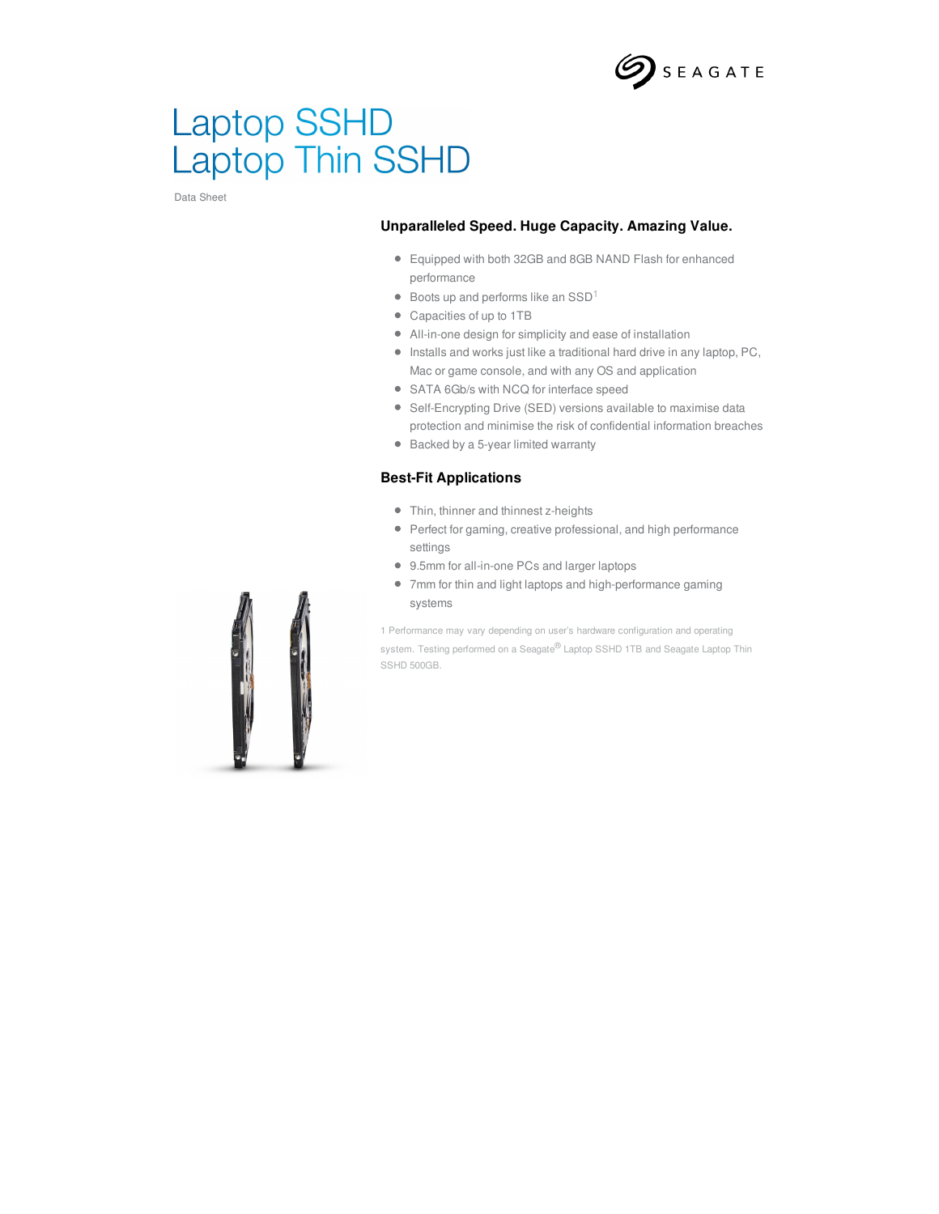SEAGATE

# Laptop SSHD
# Laptop Thin SSHD

Data Sheet

## Unparalleled Speed. Huge Capacity. Amazing Value.

- Equipped with both 32GB and 8GB NAND Flash for enhanced performance
- Boots up and performs like an SSD[1]
- Capacities of up to 1TB
- All-in-one design for simplicity and ease of installation
- Installs and works just like a traditional hard drive in any laptop, PC, Mac or game console, and with any OS and application
- SATA 6Gb/s with NCQ for interface speed
- Self-Encrypting Drive (SED) versions available to maximise data protection and minimise the risk of confidential information breaches
- Backed by a 5-year limited warranty

## Best-Fit Applications

- Thin, thinner and thinnest z-heights
- Perfect for gaming, creative professional, and high performance settings
- 9.5mm for all-in-one PCs and larger laptops
- 7mm for thin and light laptops and high-performance gaming systems

1 Performance may vary depending on user's hardware configuration and operating system. Testing performed on a Seagate® Laptop SSHD 1TB and Seagate Laptop Thin SSHD 500GB.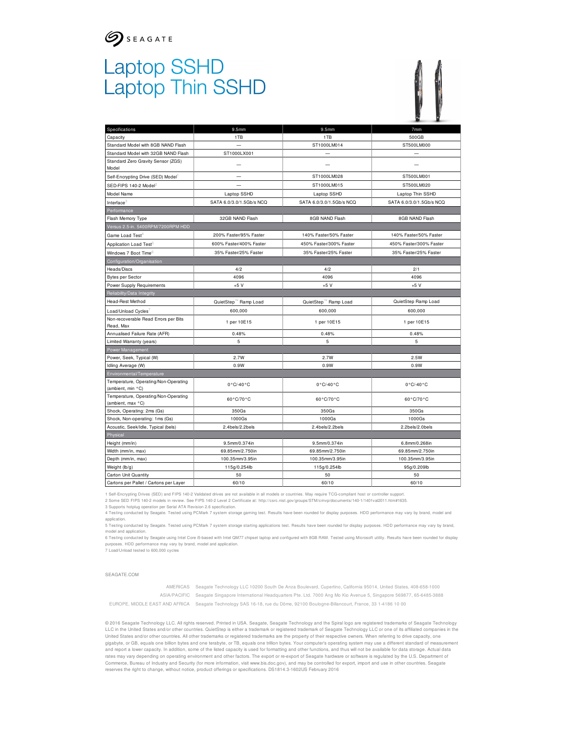SEAGATE

# Laptop SSHD
# Laptop Thin SSHD

| Specifications | 9.5mm | 9.5mm | 7mm |
|---|---|---|---|
| Capacity | 1TB | 1TB | 500GB |
| Standard Model with 8GB NAND Flash | — | ST1000LM014 | ST500LM000 |
| Standard Model with 32GB NAND Flash | ST1000LX001 | — | — |
| Standard Zero Gravity Sensor (ZGS) Model | — | — | — |
| Self-Encrypting Drive (SED) Model[1] | — | ST1000LM028 | ST500LM001 |
| SED-FIPS 140-2 Model[2] | — | ST1000LM015 | ST500LM020 |
| Model Name | Laptop SSHD | Laptop SSHD | Laptop Thin SSHD |
| Interface[3] | SATA 6.0/3.0/1.5Gb/s NCQ | SATA 6.0/3.0/1.5Gb/s NCQ | SATA 6.0/3.0/1.5Gb/s NCQ |
| **Performance** | | | |
| Flash Memory Type | 32GB NAND Flash | 8GB NAND Flash | 8GB NAND Flash |
| **Versus 2.5-in. 5400RPM/7200RPM HDD** | | | |
| Game Load Test[4] | 200% Faster/95% Faster | 140% Faster/50% Faster | 140% Faster/50% Faster |
| Application Load Test[5] | 600% Faster/400% Faster | 450% Faster/300% Faster | 450% Faster/300% Faster |
| Windows 7 Boot Time[6] | 35% Faster/25% Faster | 35% Faster/25% Faster | 35% Faster/25% Faster |
| **Configuration/Organisation** | | | |
| Heads/Discs | 4/2 | 4/2 | 2/1 |
| Bytes per Sector | 4096 | 4096 | 4096 |
| Power Supply Requirements | +5 V | +5 V | +5 V |
| **Reliability/Data Integrity** | | | |
| Head-Rest Method | QuietStep™ Ramp Load | QuietStep™ Ramp Load | QuietStep Ramp Load |
| Load/Unload Cycles[7] | 600,000 | 600,000 | 600,000 |
| Non-recoverable Read Errors per Bits Read, Max | 1 per 10E15 | 1 per 10E15 | 1 per 10E15 |
| Annualised Failure Rate (AFR) | 0.48% | 0.48% | 0.48% |
| Limited Warranty (years) | 5 | 5 | 5 |
| **Power Management** | | | |
| Power, Seek, Typical (W) | 2.7W | 2.7W | 2.5W |
| Idling Average (W) | 0.9W | 0.9W | 0.9W |
| **Environmental/Temperature** | | | |
| Temperature, Operating/Non-Operating (ambient, min °C) | 0°C/-40°C | 0°C/-40°C | 0°C/-40°C |
| Temperature, Operating/Non-Operating (ambient, max °C) | 60°C/70°C | 60°C/70°C | 60°C/70°C |
| Shock, Operating: 2ms (Gs) | 350Gs | 350Gs | 350Gs |
| Shock, Non-operating: 1ms (Gs) | 1000Gs | 1000Gs | 1000Gs |
| Acoustic, Seek/Idle, Typical (bels) | 2.4bels/2.2bels | 2.4bels/2.2bels | 2.2bels/2.0bels |
| **Physical** | | | |
| Height (mm/in) | 9.5mm/0.374in | 9.5mm/0.374in | 6.8mm/0.268in |
| Width (mm/in, max) | 69.85mm/2.750in | 69.85mm/2.750in | 69.85mm/2.750in |
| Depth (mm/in, max) | 100.35mm/3.95in | 100.35mm/3.95in | 100.35mm/3.95in |
| Weight (lb/g) | 115g/0.254lb | 115g/0.254lb | 95g/0.209lb |
| Carton Unit Quantity | 50 | 50 | 50 |
| Cartons per Pallet / Cartons per Layer | 60/10 | 60/10 | 60/10 |

1 Self-Encrypting Drives (SED) and FIPS 140-2 Validated drives are not available in all models or countries. May require TCG-compliant host or controller support.
2 Some SED FIPS 140-2 models in review. See FIPS 140-2 Level 2 Certificate at: http://csrc.nist.gov/groups/STM/cmvp/documents/140-1/1401val2011.htm#1635.
3 Supports hotplug operation per Serial ATA Revision 2.6 specification.
4 Testing conducted by Seagate. Tested using PCMark 7 system storage gaming test. Results have been rounded for display purposes. HDD performance may vary by brand, model and application.
5 Testing conducted by Seagate. Tested using PCMark 7 system storage starting applications test. Results have been rounded for display purposes. HDD performance may vary by brand, model and application.
6 Testing conducted by Seagate using Intel Core i5-based with Intel QM77 chipset laptop and configured with 8GB RAM. Tested using Microsoft utility. Results have been rounded for display purposes. HDD performance may vary by brand, model and application.
7 Load/Unload tested to 600,000 cycles

SEAGATE.COM

AMERICAS Seagate Technology LLC 10200 South De Anza Boulevard, Cupertino, California 95014, United States, 408-658-1000
ASIA/PACIFIC Seagate Singapore International Headquarters Pte. Ltd. 7000 Ang Mo Kio Avenue 5, Singapore 569877, 65-6485-3888
EUROPE, MIDDLE EAST AND AFRICA Seagate Technology SAS 16-18, rue du Dôme, 92100 Boulogne-Billancourt, France, 33 1-4186 10 00

© 2016 Seagate Technology LLC. All rights reserved. Printed in USA. Seagate, Seagate Technology and the Spiral logo are registered trademarks of Seagate Technology LLC in the United States and/or other countries. QuietStep is either a trademark or registered trademark of Seagate Technology LLC or one of its affiliated companies in the United States and/or other countries. All other trademarks or registered trademarks are the property of their respective owners. When referring to drive capacity, one gigabyte, or GB, equals one billion bytes and one terabyte, or TB, equals one trillion bytes. Your computer's operating system may use a different standard of measurement and report a lower capacity. In addition, some of the listed capacity is used for formatting and other functions, and thus will not be available for data storage. Actual data rates may vary depending on operating environment and other factors. The export or re-export of Seagate hardware or software is regulated by the U.S. Department of Commerce, Bureau of Industry and Security (for more information, visit www.bis.doc.gov), and may be controlled for export, import and use in other countries. Seagate reserves the right to change, without notice, product offerings or specifications. DS1814.3-1602US February 2016